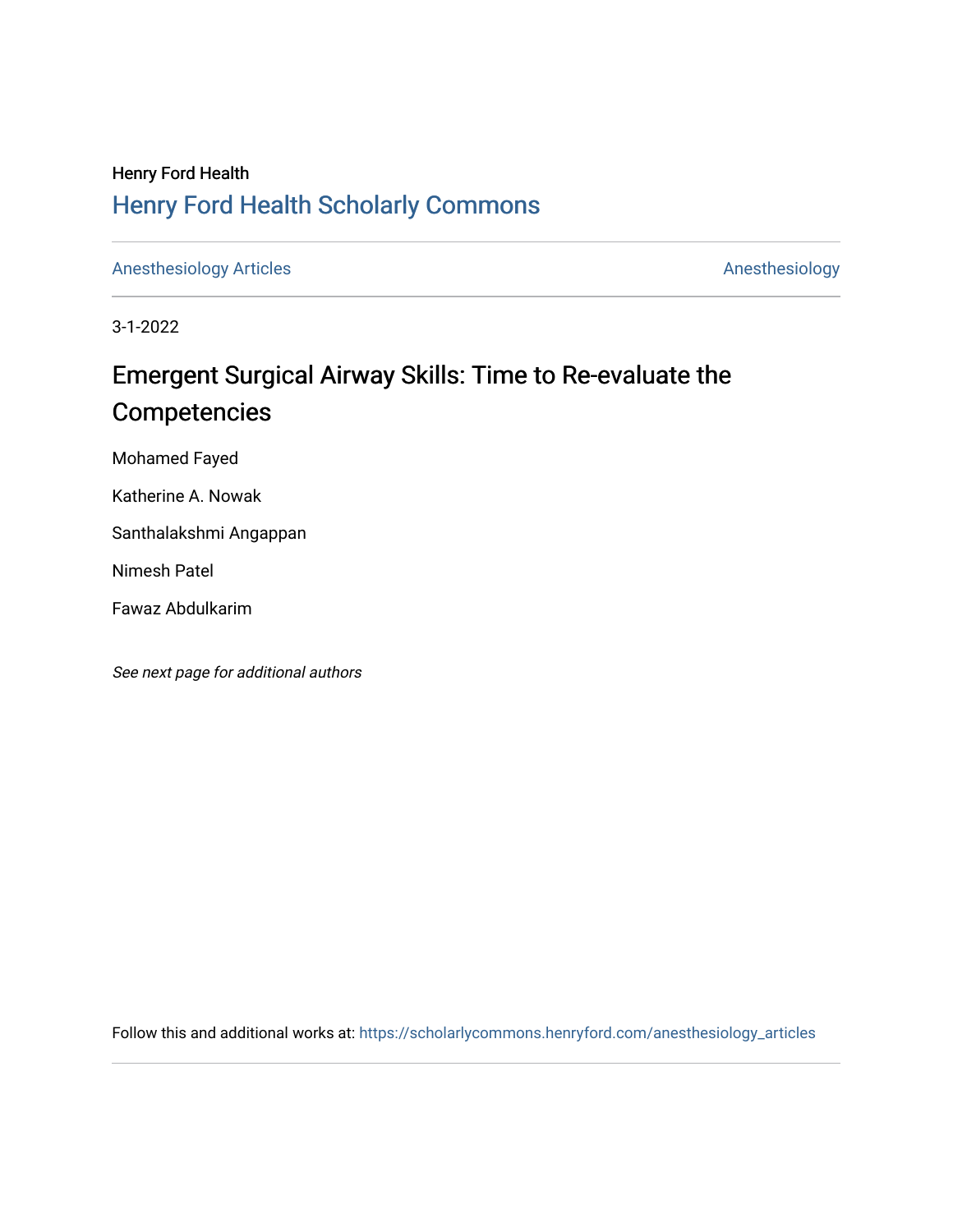Henry Ford Health

## Henry Ford Health Scholarly Commons

Anesthesiology Articles | Anesthesiology

3-1-2022

# Emergent Surgical Airway Skills: Time to Re-evaluate the Competencies

Mohamed Fayed

Katherine A. Nowak

Santhalakshmi Angappan

Nimesh Patel

Fawaz Abdulkarim

*See next page for additional authors*

Follow this and additional works at: https://scholarlycommons.henryford.com/anesthesiology_articles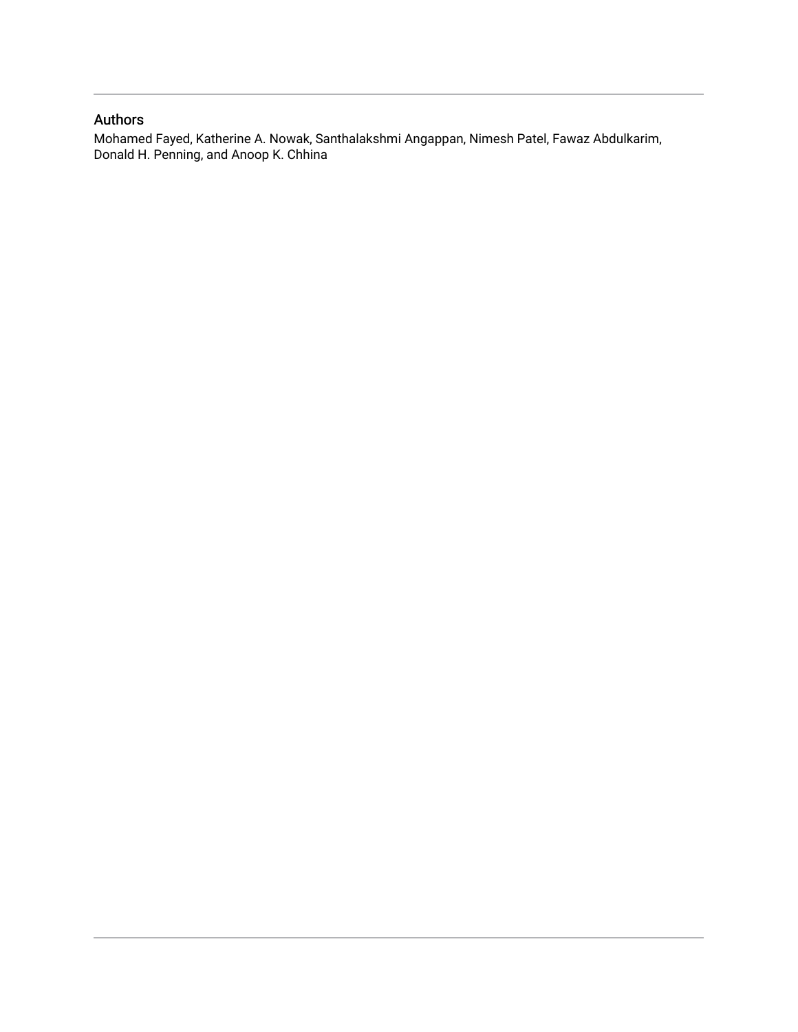## Authors

Mohamed Fayed, Katherine A. Nowak, Santhalakshmi Angappan, Nimesh Patel, Fawaz Abdulkarim, Donald H. Penning, and Anoop K. Chhina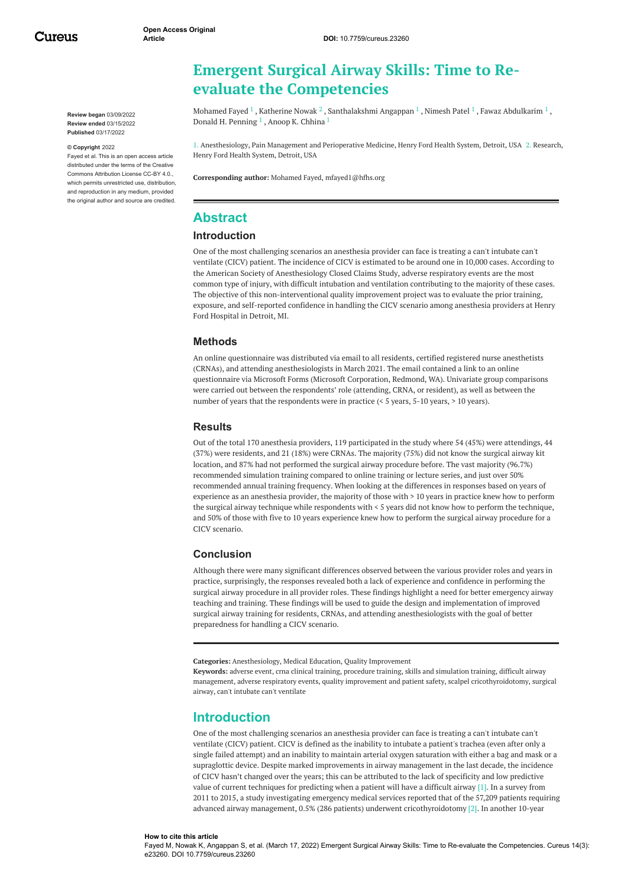# Emergent Surgical Airway Skills: Time to Re-evaluate the Competencies

Mohamed Fayed [1] , Katherine Nowak [2] , Santhalakshmi Angappan [1] , Nimesh Patel [1] , Fawaz Abdulkarim [1] , Donald H. Penning [1] , Anoop K. Chhina [1]

1. Anesthesiology, Pain Management and Perioperative Medicine, Henry Ford Health System, Detroit, USA 2. Research, Henry Ford Health System, Detroit, USA

**Corresponding author:** Mohamed Fayed, mfayed1@hfhs.org

**Review began** 03/09/2022
**Review ended** 03/15/2022
**Published** 03/17/2022

**© Copyright** 2022
Fayed et al. This is an open access article distributed under the terms of the Creative Commons Attribution License CC-BY 4.0., which permits unrestricted use, distribution, and reproduction in any medium, provided the original author and source are credited.

## Abstract

### Introduction

One of the most challenging scenarios an anesthesia provider can face is treating a can't intubate can't ventilate (CICV) patient. The incidence of CICV is estimated to be around one in 10,000 cases. According to the American Society of Anesthesiology Closed Claims Study, adverse respiratory events are the most common type of injury, with difficult intubation and ventilation contributing to the majority of these cases. The objective of this non-interventional quality improvement project was to evaluate the prior training, exposure, and self-reported confidence in handling the CICV scenario among anesthesia providers at Henry Ford Hospital in Detroit, MI.

### Methods

An online questionnaire was distributed via email to all residents, certified registered nurse anesthetists (CRNAs), and attending anesthesiologists in March 2021. The email contained a link to an online questionnaire via Microsoft Forms (Microsoft Corporation, Redmond, WA). Univariate group comparisons were carried out between the respondents' role (attending, CRNA, or resident), as well as between the number of years that the respondents were in practice (< 5 years, 5-10 years, > 10 years).

### Results

Out of the total 170 anesthesia providers, 119 participated in the study where 54 (45%) were attendings, 44 (37%) were residents, and 21 (18%) were CRNAs. The majority (75%) did not know the surgical airway kit location, and 87% had not performed the surgical airway procedure before. The vast majority (96.7%) recommended simulation training compared to online training or lecture series, and just over 50% recommended annual training frequency. When looking at the differences in responses based on years of experience as an anesthesia provider, the majority of those with > 10 years in practice knew how to perform the surgical airway technique while respondents with < 5 years did not know how to perform the technique, and 50% of those with five to 10 years experience knew how to perform the surgical airway procedure for a CICV scenario.

### Conclusion

Although there were many significant differences observed between the various provider roles and years in practice, surprisingly, the responses revealed both a lack of experience and confidence in performing the surgical airway procedure in all provider roles. These findings highlight a need for better emergency airway teaching and training. These findings will be used to guide the design and implementation of improved surgical airway training for residents, CRNAs, and attending anesthesiologists with the goal of better preparedness for handling a CICV scenario.

**Categories:** Anesthesiology, Medical Education, Quality Improvement
**Keywords:** adverse event, crna clinical training, procedure training, skills and simulation training, difficult airway management, adverse respiratory events, quality improvement and patient safety, scalpel cricothyroidotomy, surgical airway, can't intubate can't ventilate

## Introduction

One of the most challenging scenarios an anesthesia provider can face is treating a can't intubate can't ventilate (CICV) patient. CICV is defined as the inability to intubate a patient's trachea (even after only a single failed attempt) and an inability to maintain arterial oxygen saturation with either a bag and mask or a supraglottic device. Despite marked improvements in airway management in the last decade, the incidence of CICV hasn't changed over the years; this can be attributed to the lack of specificity and low predictive value of current techniques for predicting when a patient will have a difficult airway [1]. In a survey from 2011 to 2015, a study investigating emergency medical services reported that of the 57,209 patients requiring advanced airway management, 0.5% (286 patients) underwent cricothyroidotomy [2]. In another 10-year

**How to cite this article**
Fayed M, Nowak K, Angappan S, et al. (March 17, 2022) Emergent Surgical Airway Skills: Time to Re-evaluate the Competencies. Cureus 14(3): e23260. DOI 10.7759/cureus.23260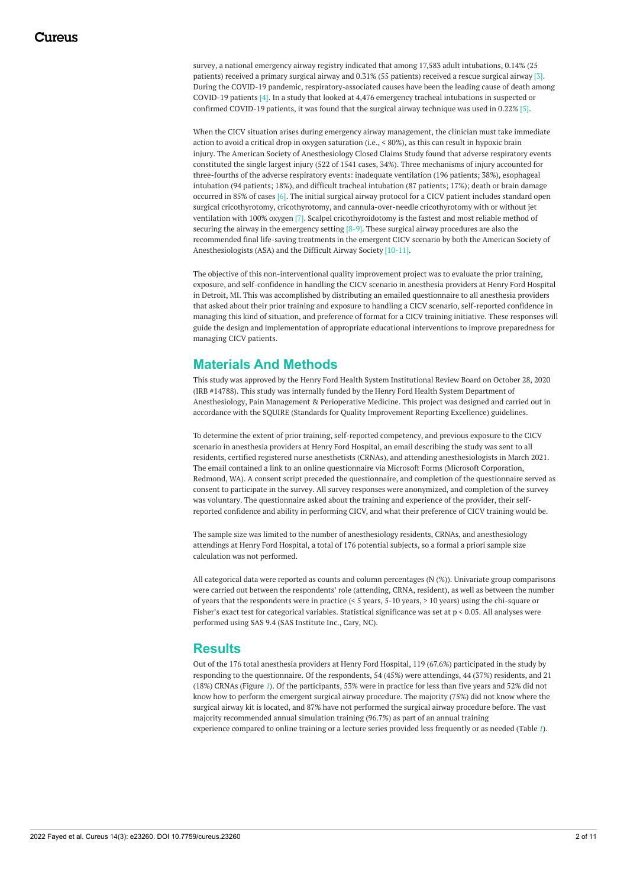survey, a national emergency airway registry indicated that among 17,583 adult intubations, 0.14% (25 patients) received a primary surgical airway and 0.31% (55 patients) received a rescue surgical airway [3]. During the COVID-19 pandemic, respiratory-associated causes have been the leading cause of death among COVID-19 patients [4]. In a study that looked at 4,476 emergency tracheal intubations in suspected or confirmed COVID-19 patients, it was found that the surgical airway technique was used in 0.22% [5].

When the CICV situation arises during emergency airway management, the clinician must take immediate action to avoid a critical drop in oxygen saturation (i.e., < 80%), as this can result in hypoxic brain injury. The American Society of Anesthesiology Closed Claims Study found that adverse respiratory events constituted the single largest injury (522 of 1541 cases, 34%). Three mechanisms of injury accounted for three-fourths of the adverse respiratory events: inadequate ventilation (196 patients; 38%), esophageal intubation (94 patients; 18%), and difficult tracheal intubation (87 patients; 17%); death or brain damage occurred in 85% of cases [6]. The initial surgical airway protocol for a CICV patient includes standard open surgical cricothyrotomy, cricothyrotomy, and cannula-over-needle cricothyrotomy with or without jet ventilation with 100% oxygen [7]. Scalpel cricothyroidotomy is the fastest and most reliable method of securing the airway in the emergency setting [8-9]. These surgical airway procedures are also the recommended final life-saving treatments in the emergent CICV scenario by both the American Society of Anesthesiologists (ASA) and the Difficult Airway Society [10-11].

The objective of this non-interventional quality improvement project was to evaluate the prior training, exposure, and self-confidence in handling the CICV scenario in anesthesia providers at Henry Ford Hospital in Detroit, MI. This was accomplished by distributing an emailed questionnaire to all anesthesia providers that asked about their prior training and exposure to handling a CICV scenario, self-reported confidence in managing this kind of situation, and preference of format for a CICV training initiative. These responses will guide the design and implementation of appropriate educational interventions to improve preparedness for managing CICV patients.

## Materials And Methods

This study was approved by the Henry Ford Health System Institutional Review Board on October 28, 2020 (IRB #14788). This study was internally funded by the Henry Ford Health System Department of Anesthesiology, Pain Management & Perioperative Medicine. This project was designed and carried out in accordance with the SQUIRE (Standards for Quality Improvement Reporting Excellence) guidelines.

To determine the extent of prior training, self-reported competency, and previous exposure to the CICV scenario in anesthesia providers at Henry Ford Hospital, an email describing the study was sent to all residents, certified registered nurse anesthetists (CRNAs), and attending anesthesiologists in March 2021. The email contained a link to an online questionnaire via Microsoft Forms (Microsoft Corporation, Redmond, WA). A consent script preceded the questionnaire, and completion of the questionnaire served as consent to participate in the survey. All survey responses were anonymized, and completion of the survey was voluntary. The questionnaire asked about the training and experience of the provider, their self-reported confidence and ability in performing CICV, and what their preference of CICV training would be.

The sample size was limited to the number of anesthesiology residents, CRNAs, and anesthesiology attendings at Henry Ford Hospital, a total of 176 potential subjects, so a formal a priori sample size calculation was not performed.

All categorical data were reported as counts and column percentages (N (%)). Univariate group comparisons were carried out between the respondents' role (attending, CRNA, resident), as well as between the number of years that the respondents were in practice (< 5 years, 5-10 years, > 10 years) using the chi-square or Fisher's exact test for categorical variables. Statistical significance was set at $p < 0.05$. All analyses were performed using SAS 9.4 (SAS Institute Inc., Cary, NC).

## Results

Out of the 176 total anesthesia providers at Henry Ford Hospital, 119 (67.6%) participated in the study by responding to the questionnaire. Of the respondents, 54 (45%) were attendings, 44 (37%) residents, and 21 (18%) CRNAs (Figure 1). Of the participants, 53% were in practice for less than five years and 52% did not know how to perform the emergent surgical airway procedure. The majority (75%) did not know where the surgical airway kit is located, and 87% have not performed the surgical airway procedure before. The vast majority recommended annual simulation training (96.7%) as part of an annual training experience compared to online training or a lecture series provided less frequently or as needed (Table 1).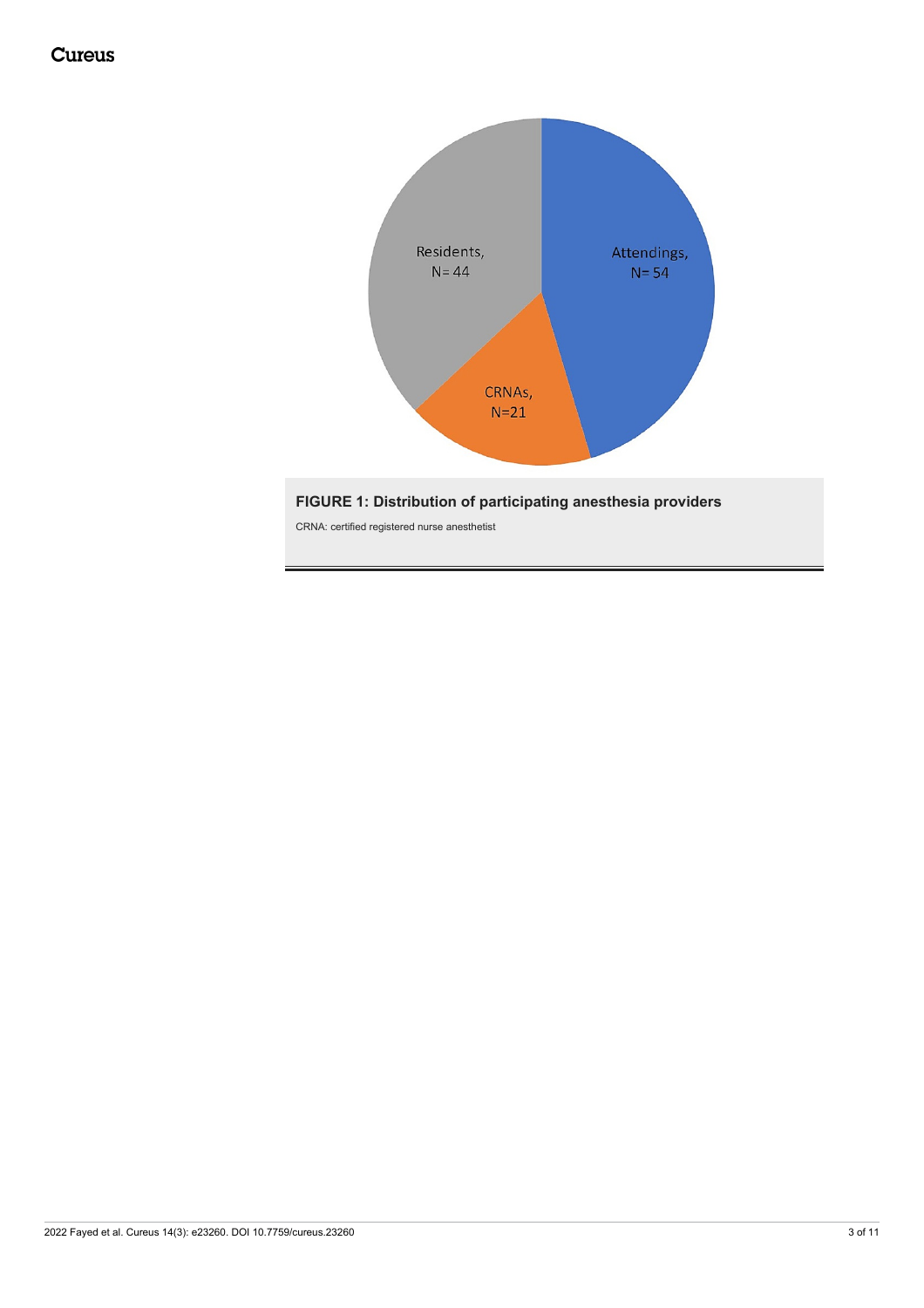**FIGURE 1: Distribution of participating anesthesia providers**

CRNA: certified registered nurse anesthetist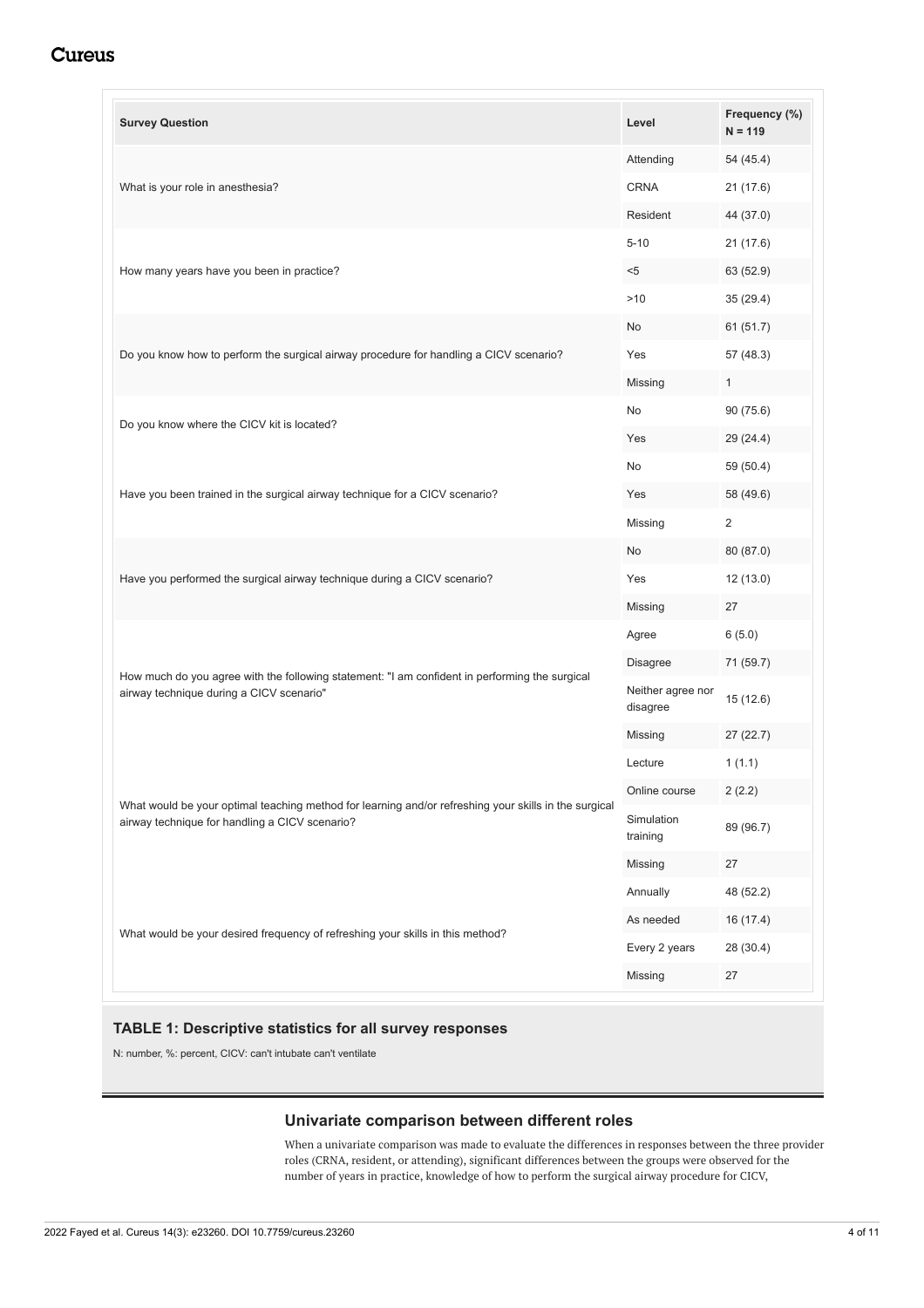| Survey Question | Level | Frequency (%) N = 119 |
|---|---|---|
| What is your role in anesthesia? | Attending | 54 (45.4) |
| | CRNA | 21 (17.6) |
| | Resident | 44 (37.0) |
| How many years have you been in practice? | 5-10 | 21 (17.6) |
| | <5 | 63 (52.9) |
| | >10 | 35 (29.4) |
| Do you know how to perform the surgical airway procedure for handling a CICV scenario? | No | 61 (51.7) |
| | Yes | 57 (48.3) |
| | Missing | 1 |
| Do you know where the CICV kit is located? | No | 90 (75.6) |
| | Yes | 29 (24.4) |
| Have you been trained in the surgical airway technique for a CICV scenario? | No | 59 (50.4) |
| | Yes | 58 (49.6) |
| | Missing | 2 |
| Have you performed the surgical airway technique during a CICV scenario? | No | 80 (87.0) |
| | Yes | 12 (13.0) |
| | Missing | 27 |
| How much do you agree with the following statement: "I am confident in performing the surgical airway technique during a CICV scenario" | Agree | 6 (5.0) |
| | Disagree | 71 (59.7) |
| | Neither agree nor disagree | 15 (12.6) |
| | Missing | 27 (22.7) |
| What would be your optimal teaching method for learning and/or refreshing your skills in the surgical airway technique for handling a CICV scenario? | Lecture | 1 (1.1) |
| | Online course | 2 (2.2) |
| | Simulation training | 89 (96.7) |
| | Missing | 27 |
| What would be your desired frequency of refreshing your skills in this method? | Annually | 48 (52.2) |
| | As needed | 16 (17.4) |
| | Every 2 years | 28 (30.4) |
| | Missing | 27 |

**TABLE 1: Descriptive statistics for all survey responses**

N: number, %: percent, CICV: can't intubate can't ventilate

### Univariate comparison between different roles

When a univariate comparison was made to evaluate the differences in responses between the three provider roles (CRNA, resident, or attending), significant differences between the groups were observed for the number of years in practice, knowledge of how to perform the surgical airway procedure for CICV,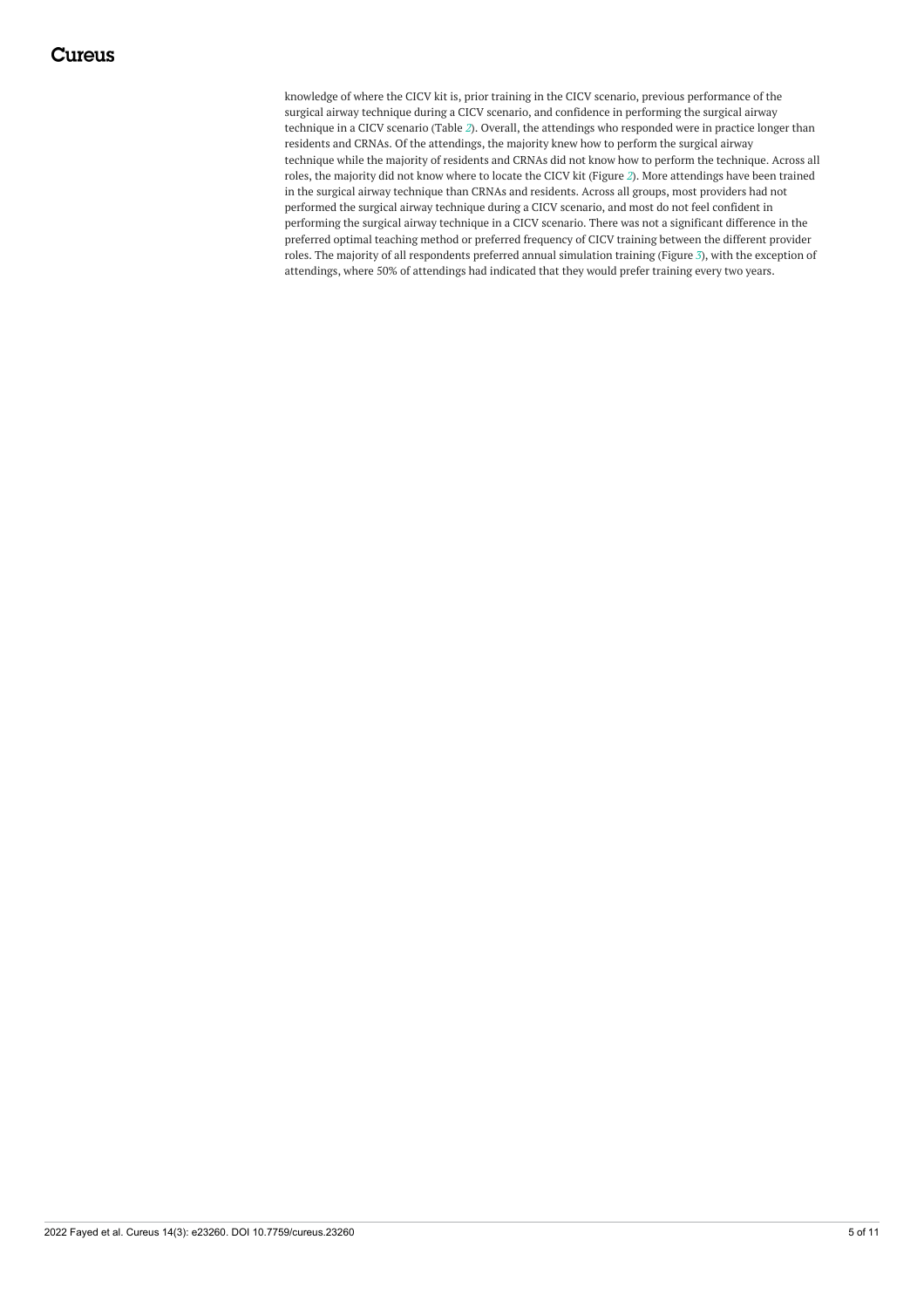knowledge of where the CICV kit is, prior training in the CICV scenario, previous performance of the surgical airway technique during a CICV scenario, and confidence in performing the surgical airway technique in a CICV scenario (Table 2). Overall, the attendings who responded were in practice longer than residents and CRNAs. Of the attendings, the majority knew how to perform the surgical airway technique while the majority of residents and CRNAs did not know how to perform the technique. Across all roles, the majority did not know where to locate the CICV kit (Figure 2). More attendings have been trained in the surgical airway technique than CRNAs and residents. Across all groups, most providers had not performed the surgical airway technique during a CICV scenario, and most do not feel confident in performing the surgical airway technique in a CICV scenario. There was not a significant difference in the preferred optimal teaching method or preferred frequency of CICV training between the different provider roles. The majority of all respondents preferred annual simulation training (Figure 3), with the exception of attendings, where 50% of attendings had indicated that they would prefer training every two years.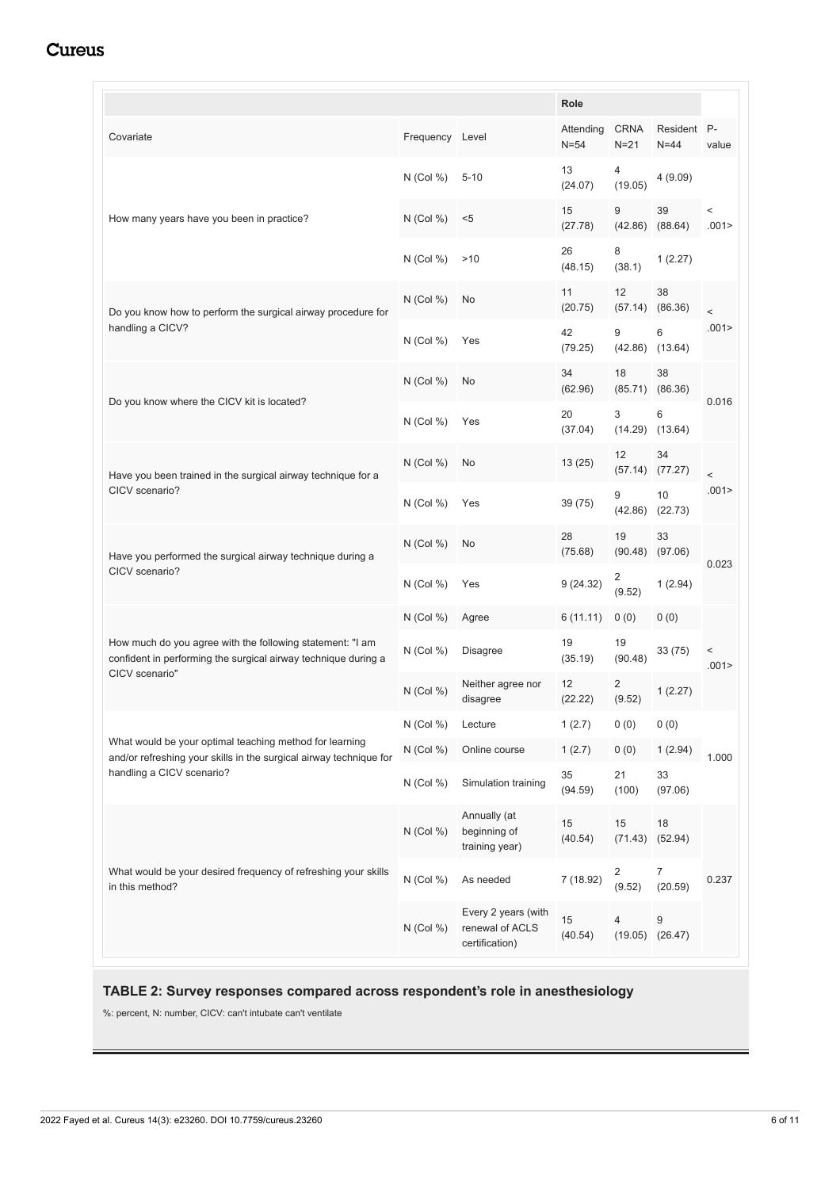| | | | Role | | | |
|---|---|---|---|---|---|---|
| Covariate | Frequency | Level | Attending N=54 | CRNA N=21 | Resident N=44 | P-value |
| How many years have you been in practice? | N (Col %) | 5-10 | 13 (24.07) | 4 (19.05) | 4 (9.09) | < .001> |
| | N (Col %) | <5 | 15 (27.78) | 9 (42.86) | 39 (88.64) | |
| | N (Col %) | >10 | 26 (48.15) | 8 (38.1) | 1 (2.27) | |
| Do you know how to perform the surgical airway procedure for handling a CICV? | N (Col %) | No | 11 (20.75) | 12 (57.14) | 38 (86.36) | < .001> |
| | N (Col %) | Yes | 42 (79.25) | 9 (42.86) | 6 (13.64) | |
| Do you know where the CICV kit is located? | N (Col %) | No | 34 (62.96) | 18 (85.71) | 38 (86.36) | 0.016 |
| | N (Col %) | Yes | 20 (37.04) | 3 (14.29) | 6 (13.64) | |
| Have you been trained in the surgical airway technique for a CICV scenario? | N (Col %) | No | 13 (25) | 12 (57.14) | 34 (77.27) | < .001> |
| | N (Col %) | Yes | 39 (75) | 9 (42.86) | 10 (22.73) | |
| Have you performed the surgical airway technique during a CICV scenario? | N (Col %) | No | 28 (75.68) | 19 (90.48) | 33 (97.06) | 0.023 |
| | N (Col %) | Yes | 9 (24.32) | 2 (9.52) | 1 (2.94) | |
| How much do you agree with the following statement: "I am confident in performing the surgical airway technique during a CICV scenario" | N (Col %) | Agree | 6 (11.11) | 0 (0) | 0 (0) | < .001> |
| | N (Col %) | Disagree | 19 (35.19) | 19 (90.48) | 33 (75) | |
| | N (Col %) | Neither agree nor disagree | 12 (22.22) | 2 (9.52) | 1 (2.27) | |
| What would be your optimal teaching method for learning and/or refreshing your skills in the surgical airway technique for handling a CICV scenario? | N (Col %) | Lecture | 1 (2.7) | 0 (0) | 0 (0) | 1.000 |
| | N (Col %) | Online course | 1 (2.7) | 0 (0) | 1 (2.94) | |
| | N (Col %) | Simulation training | 35 (94.59) | 21 (100) | 33 (97.06) | |
| What would be your desired frequency of refreshing your skills in this method? | N (Col %) | Annually (at beginning of training year) | 15 (40.54) | 15 (71.43) | 18 (52.94) | 0.237 |
| | N (Col %) | As needed | 7 (18.92) | 2 (9.52) | 7 (20.59) | |
| | N (Col %) | Every 2 years (with renewal of ACLS certification) | 15 (40.54) | 4 (19.05) | 9 (26.47) | |

**TABLE 2: Survey responses compared across respondent's role in anesthesiology**

%: percent, N: number, CICV: can't intubate can't ventilate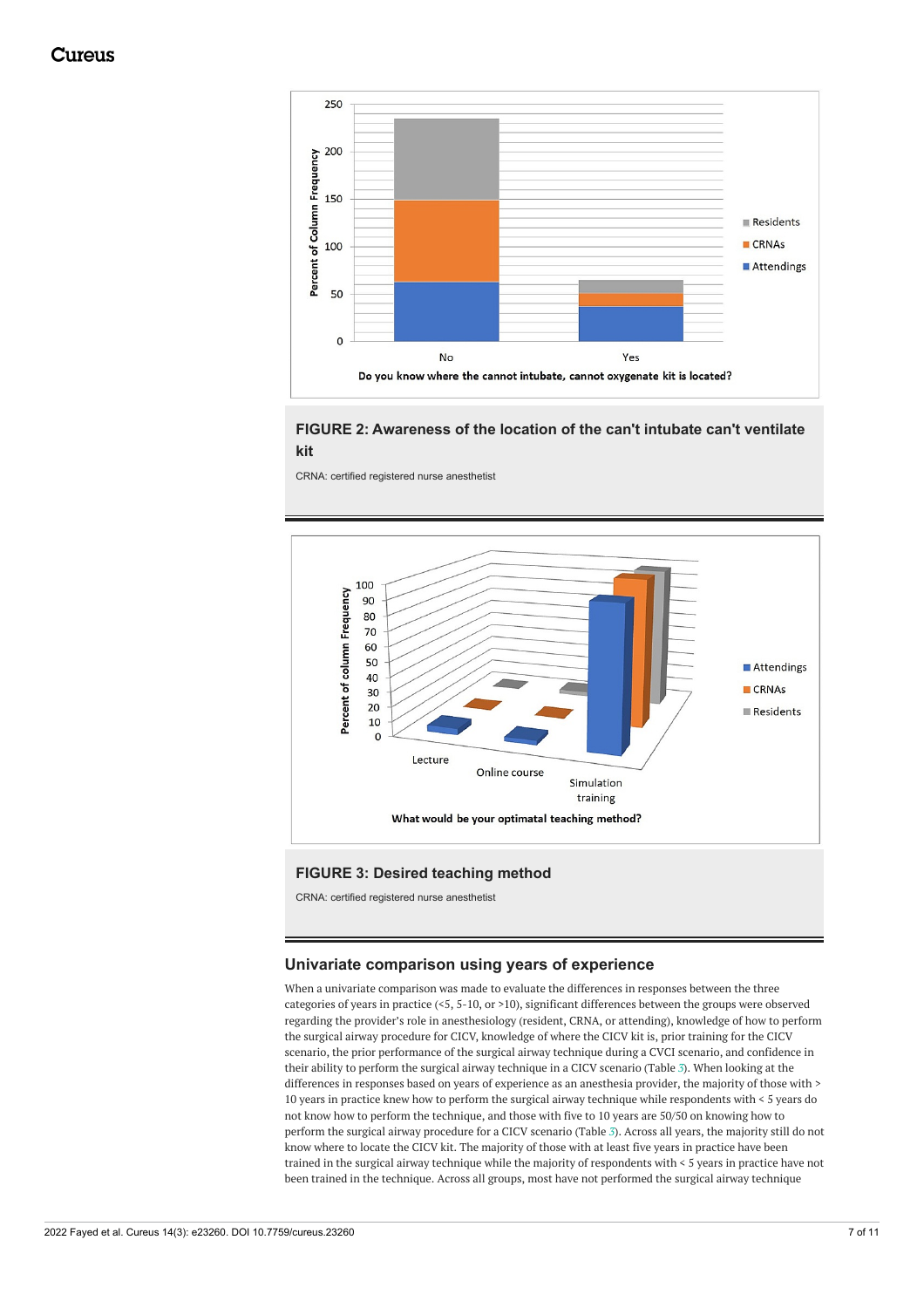**FIGURE 2: Awareness of the location of the can't intubate can't ventilate kit**

CRNA: certified registered nurse anesthetist

**FIGURE 3: Desired teaching method**

CRNA: certified registered nurse anesthetist

## Univariate comparison using years of experience

When a univariate comparison was made to evaluate the differences in responses between the three categories of years in practice (<5, 5-10, or >10), significant differences between the groups were observed regarding the provider's role in anesthesiology (resident, CRNA, or attending), knowledge of how to perform the surgical airway procedure for CICV, knowledge of where the CICV kit is, prior training for the CICV scenario, the prior performance of the surgical airway technique during a CVCI scenario, and confidence in their ability to perform the surgical airway technique in a CICV scenario (Table 3). When looking at the differences in responses based on years of experience as an anesthesia provider, the majority of those with > 10 years in practice knew how to perform the surgical airway technique while respondents with < 5 years do not know how to perform the technique, and those with five to 10 years are 50/50 on knowing how to perform the surgical airway procedure for a CICV scenario (Table 3). Across all years, the majority still do not know where to locate the CICV kit. The majority of those with at least five years in practice have been trained in the surgical airway technique while the majority of respondents with < 5 years in practice have not been trained in the technique. Across all groups, most have not performed the surgical airway technique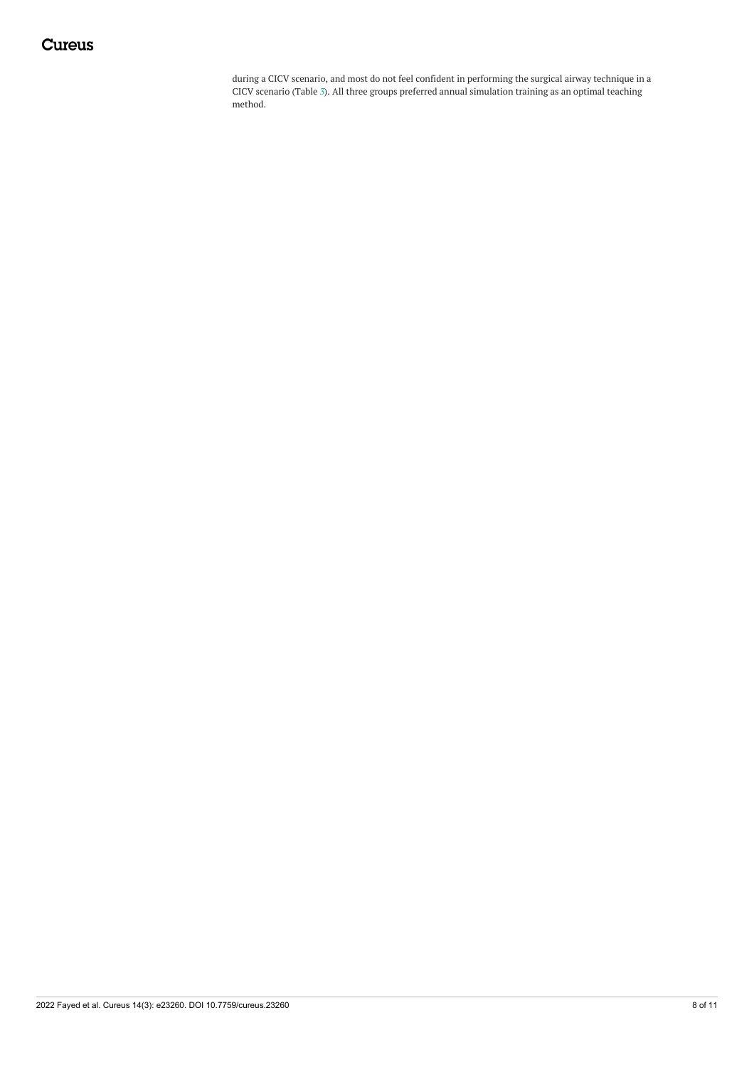during a CICV scenario, and most do not feel confident in performing the surgical airway technique in a CICV scenario (Table 3). All three groups preferred annual simulation training as an optimal teaching method.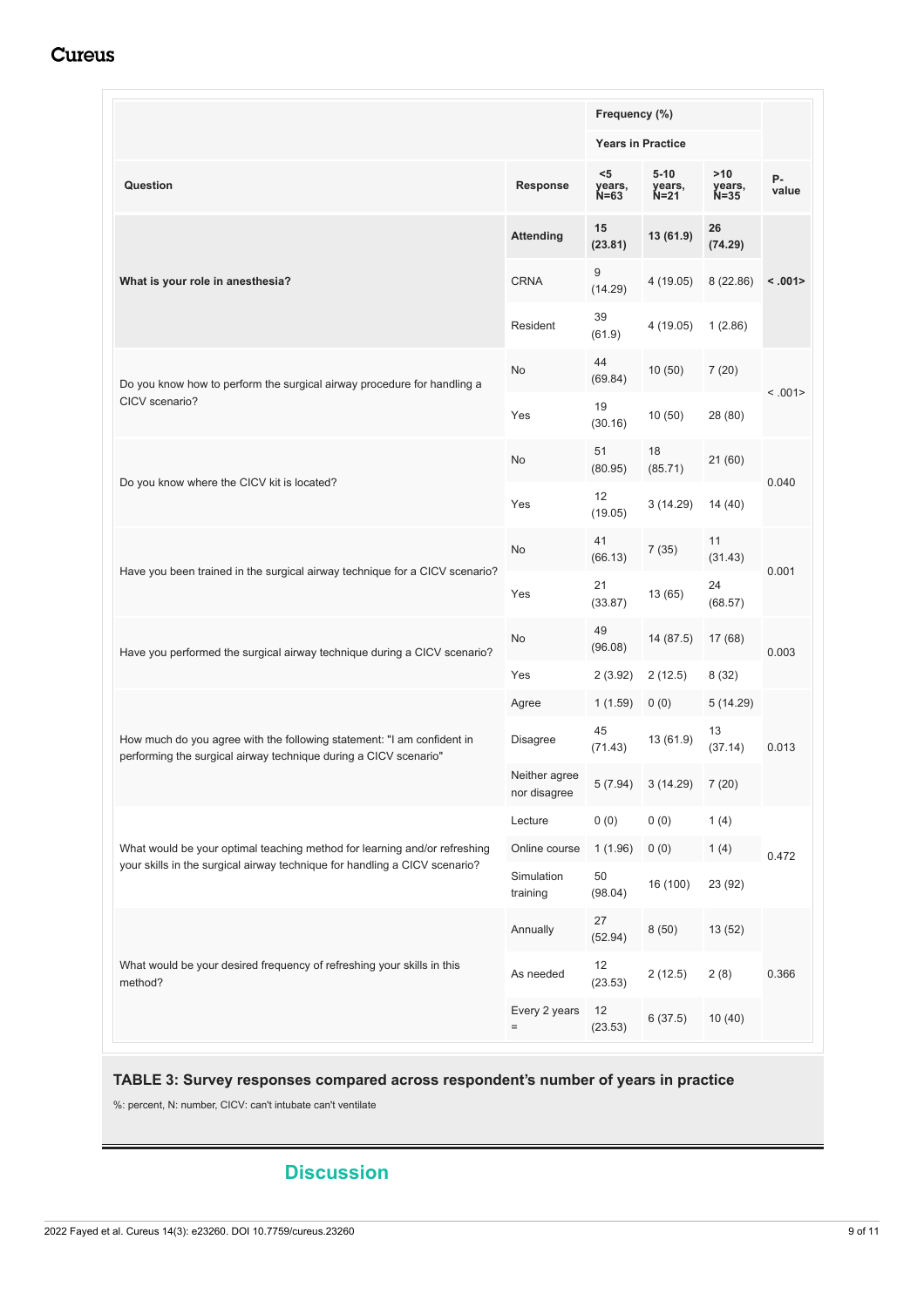| Question | Response | Frequency (%) | | | P-value |
|---|---|---|---|---|---|
| | | Years in Practice | | | |
| | | <5 years, N=63 | 5-10 years, N=21 | >10 years, N=35 | |
| **What is your role in anesthesia?** | **Attending** | **15 (23.81)** | **13 (61.9)** | **26 (74.29)** | **< .001>** |
| | CRNA | 9 (14.29) | 4 (19.05) | 8 (22.86) | |
| | Resident | 39 (61.9) | 4 (19.05) | 1 (2.86) | |
| Do you know how to perform the surgical airway procedure for handling a CICV scenario? | No | 44 (69.84) | 10 (50) | 7 (20) | < .001> |
| | Yes | 19 (30.16) | 10 (50) | 28 (80) | |
| Do you know where the CICV kit is located? | No | 51 (80.95) | 18 (85.71) | 21 (60) | 0.040 |
| | Yes | 12 (19.05) | 3 (14.29) | 14 (40) | |
| Have you been trained in the surgical airway technique for a CICV scenario? | No | 41 (66.13) | 7 (35) | 11 (31.43) | 0.001 |
| | Yes | 21 (33.87) | 13 (65) | 24 (68.57) | |
| Have you performed the surgical airway technique during a CICV scenario? | No | 49 (96.08) | 14 (87.5) | 17 (68) | 0.003 |
| | Yes | 2 (3.92) | 2 (12.5) | 8 (32) | |
| How much do you agree with the following statement: "I am confident in performing the surgical airway technique during a CICV scenario" | Agree | 1 (1.59) | 0 (0) | 5 (14.29) | 0.013 |
| | Disagree | 45 (71.43) | 13 (61.9) | 13 (37.14) | |
| | Neither agree nor disagree | 5 (7.94) | 3 (14.29) | 7 (20) | |
| What would be your optimal teaching method for learning and/or refreshing your skills in the surgical airway technique for handling a CICV scenario? | Lecture | 0 (0) | 0 (0) | 1 (4) | 0.472 |
| | Online course | 1 (1.96) | 0 (0) | 1 (4) | |
| | Simulation training | 50 (98.04) | 16 (100) | 23 (92) | |
| What would be your desired frequency of refreshing your skills in this method? | Annually | 27 (52.94) | 8 (50) | 13 (52) | 0.366 |
| | As needed | 12 (23.53) | 2 (12.5) | 2 (8) | |
| | Every 2 years = | 12 (23.53) | 6 (37.5) | 10 (40) | |

**TABLE 3: Survey responses compared across respondent's number of years in practice**

%: percent, N: number, CICV: can't intubate can't ventilate

## Discussion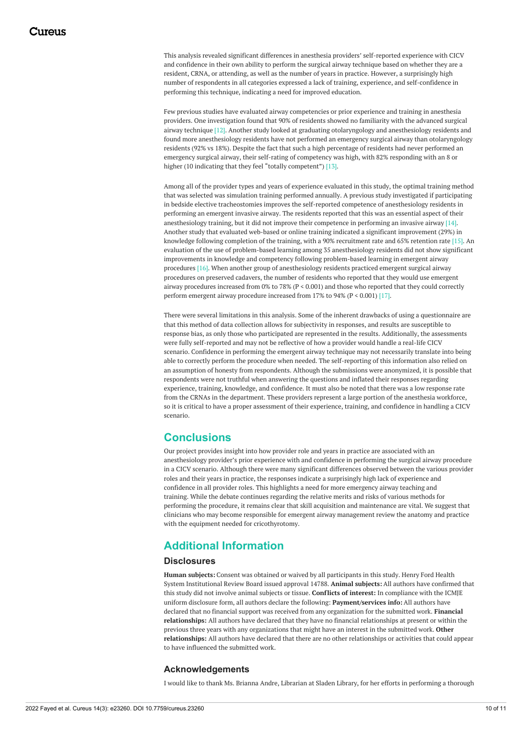This analysis revealed significant differences in anesthesia providers' self-reported experience with CICV and confidence in their own ability to perform the surgical airway technique based on whether they are a resident, CRNA, or attending, as well as the number of years in practice. However, a surprisingly high number of respondents in all categories expressed a lack of training, experience, and self-confidence in performing this technique, indicating a need for improved education.

Few previous studies have evaluated airway competencies or prior experience and training in anesthesia providers. One investigation found that 90% of residents showed no familiarity with the advanced surgical airway technique [12]. Another study looked at graduating otolaryngology and anesthesiology residents and found more anesthesiology residents have not performed an emergency surgical airway than otolaryngology residents (92% vs 18%). Despite the fact that such a high percentage of residents had never performed an emergency surgical airway, their self-rating of competency was high, with 82% responding with an 8 or higher (10 indicating that they feel "totally competent") [13].

Among all of the provider types and years of experience evaluated in this study, the optimal training method that was selected was simulation training performed annually. A previous study investigated if participating in bedside elective tracheostomies improves the self-reported competence of anesthesiology residents in performing an emergent invasive airway. The residents reported that this was an essential aspect of their anesthesiology training, but it did not improve their competence in performing an invasive airway [14]. Another study that evaluated web-based or online training indicated a significant improvement (29%) in knowledge following completion of the training, with a 90% recruitment rate and 65% retention rate [15]. An evaluation of the use of problem-based learning among 35 anesthesiology residents did not show significant improvements in knowledge and competency following problem-based learning in emergent airway procedures [16]. When another group of anesthesiology residents practiced emergent surgical airway procedures on preserved cadavers, the number of residents who reported that they would use emergent airway procedures increased from 0% to 78% ($P < 0.001$) and those who reported that they could correctly perform emergent airway procedure increased from 17% to 94% ($P < 0.001$) [17].

There were several limitations in this analysis. Some of the inherent drawbacks of using a questionnaire are that this method of data collection allows for subjectivity in responses, and results are susceptible to response bias, as only those who participated are represented in the results. Additionally, the assessments were fully self-reported and may not be reflective of how a provider would handle a real-life CICV scenario. Confidence in performing the emergent airway technique may not necessarily translate into being able to correctly perform the procedure when needed. The self-reporting of this information also relied on an assumption of honesty from respondents. Although the submissions were anonymized, it is possible that respondents were not truthful when answering the questions and inflated their responses regarding experience, training, knowledge, and confidence. It must also be noted that there was a low response rate from the CRNAs in the department. These providers represent a large portion of the anesthesia workforce, so it is critical to have a proper assessment of their experience, training, and confidence in handling a CICV scenario.

## Conclusions

Our project provides insight into how provider role and years in practice are associated with an anesthesiology provider's prior experience with and confidence in performing the surgical airway procedure in a CICV scenario. Although there were many significant differences observed between the various provider roles and their years in practice, the responses indicate a surprisingly high lack of experience and confidence in all provider roles. This highlights a need for more emergency airway teaching and training. While the debate continues regarding the relative merits and risks of various methods for performing the procedure, it remains clear that skill acquisition and maintenance are vital. We suggest that clinicians who may become responsible for emergent airway management review the anatomy and practice with the equipment needed for cricothyrotomy.

## Additional Information

### Disclosures

**Human subjects:** Consent was obtained or waived by all participants in this study. Henry Ford Health System Institutional Review Board issued approval 14788. **Animal subjects:** All authors have confirmed that this study did not involve animal subjects or tissue. **Conflicts of interest:** In compliance with the ICMJE uniform disclosure form, all authors declare the following: **Payment/services info:** All authors have declared that no financial support was received from any organization for the submitted work. **Financial relationships:** All authors have declared that they have no financial relationships at present or within the previous three years with any organizations that might have an interest in the submitted work. **Other relationships:** All authors have declared that there are no other relationships or activities that could appear to have influenced the submitted work.

### Acknowledgements

I would like to thank Ms. Brianna Andre, Librarian at Sladen Library, for her efforts in performing a thorough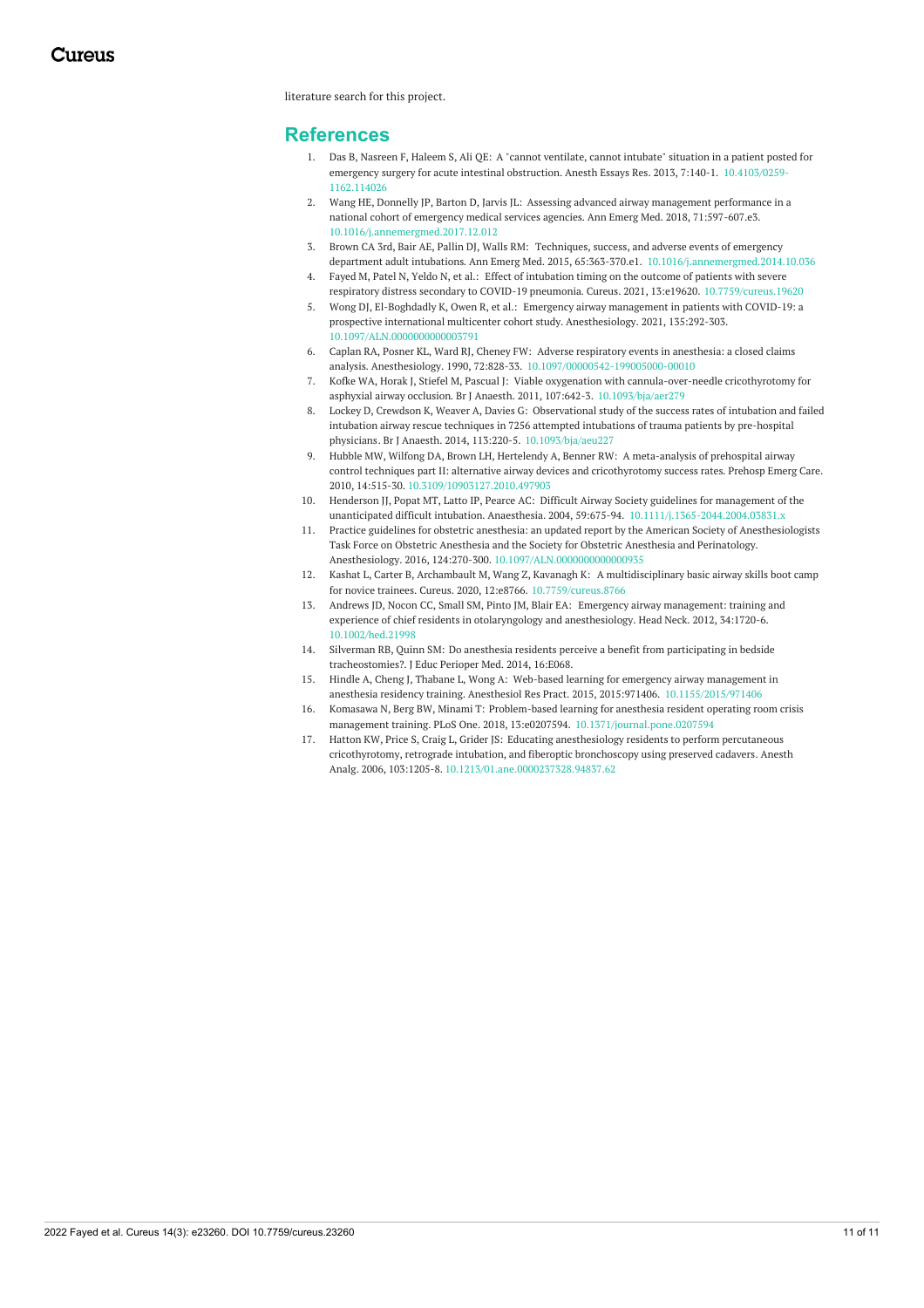literature search for this project.

## References

1. Das B, Nasreen F, Haleem S, Ali QE: A "cannot ventilate, cannot intubate" situation in a patient posted for emergency surgery for acute intestinal obstruction. Anesth Essays Res. 2013, 7:140-1. 10.4103/0259-1162.114026
2. Wang HE, Donnelly JP, Barton D, Jarvis JL: Assessing advanced airway management performance in a national cohort of emergency medical services agencies. Ann Emerg Med. 2018, 71:597-607.e3. 10.1016/j.annemergmed.2017.12.012
3. Brown CA 3rd, Bair AE, Pallin DJ, Walls RM: Techniques, success, and adverse events of emergency department adult intubations. Ann Emerg Med. 2015, 65:363-370.e1. 10.1016/j.annemergmed.2014.10.036
4. Fayed M, Patel N, Yeldo N, et al.: Effect of intubation timing on the outcome of patients with severe respiratory distress secondary to COVID-19 pneumonia. Cureus. 2021, 13:e19620. 10.7759/cureus.19620
5. Wong DJ, El-Boghdadly K, Owen R, et al.: Emergency airway management in patients with COVID-19: a prospective international multicenter cohort study. Anesthesiology. 2021, 135:292-303. 10.1097/ALN.0000000000003791
6. Caplan RA, Posner KL, Ward RJ, Cheney FW: Adverse respiratory events in anesthesia: a closed claims analysis. Anesthesiology. 1990, 72:828-33. 10.1097/00000542-199005000-00010
7. Kofke WA, Horak J, Stiefel M, Pascual J: Viable oxygenation with cannula-over-needle cricothyrotomy for asphyxial airway occlusion. Br J Anaesth. 2011, 107:642-3. 10.1093/bja/aer279
8. Lockey D, Crewdson K, Weaver A, Davies G: Observational study of the success rates of intubation and failed intubation airway rescue techniques in 7256 attempted intubations of trauma patients by pre-hospital physicians. Br J Anaesth. 2014, 113:220-5. 10.1093/bja/aeu227
9. Hubble MW, Wilfong DA, Brown LH, Hertelendy A, Benner RW: A meta-analysis of prehospital airway control techniques part II: alternative airway devices and cricothyrotomy success rates. Prehosp Emerg Care. 2010, 14:515-30. 10.3109/10903127.2010.497903
10. Henderson JJ, Popat MT, Latto IP, Pearce AC: Difficult Airway Society guidelines for management of the unanticipated difficult intubation. Anaesthesia. 2004, 59:675-94. 10.1111/j.1365-2044.2004.03831.x
11. Practice guidelines for obstetric anesthesia: an updated report by the American Society of Anesthesiologists Task Force on Obstetric Anesthesia and the Society for Obstetric Anesthesia and Perinatology. Anesthesiology. 2016, 124:270-300. 10.1097/ALN.0000000000000935
12. Kashat L, Carter B, Archambault M, Wang Z, Kavanagh K: A multidisciplinary basic airway skills boot camp for novice trainees. Cureus. 2020, 12:e8766. 10.7759/cureus.8766
13. Andrews JD, Nocon CC, Small SM, Pinto JM, Blair EA: Emergency airway management: training and experience of chief residents in otolaryngology and anesthesiology. Head Neck. 2012, 34:1720-6. 10.1002/hed.21998
14. Silverman RB, Quinn SM: Do anesthesia residents perceive a benefit from participating in bedside tracheostomies?. J Educ Perioper Med. 2014, 16:E068.
15. Hindle A, Cheng J, Thabane L, Wong A: Web-based learning for emergency airway management in anesthesia residency training. Anesthesiol Res Pract. 2015, 2015:971406. 10.1155/2015/971406
16. Komasawa N, Berg BW, Minami T: Problem-based learning for anesthesia resident operating room crisis management training. PLoS One. 2018, 13:e0207594. 10.1371/journal.pone.0207594
17. Hatton KW, Price S, Craig L, Grider JS: Educating anesthesiology residents to perform percutaneous cricothyrotomy, retrograde intubation, and fiberoptic bronchoscopy using preserved cadavers. Anesth Analg. 2006, 103:1205-8. 10.1213/01.ane.0000237328.94837.62